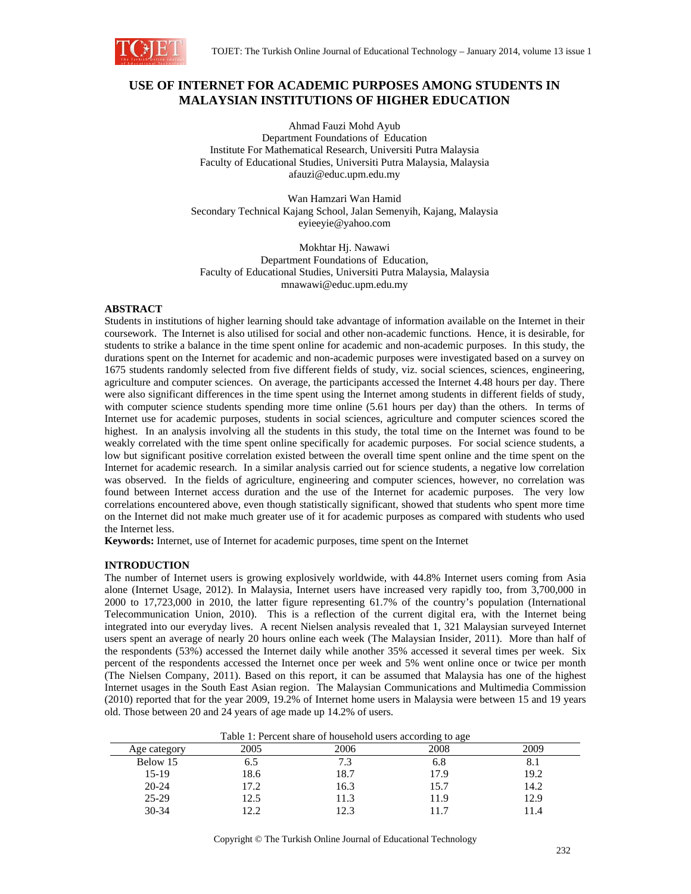# USE OF INTERNET FOR ACADEMIC PURPOSES AMONG STUDENTS IN MALAYSIAN INSTITUTIONS OF HIGHER EDUCATION

Ahmad Fauzi Mohd Ayub
Department Foundations of Education
Institute For Mathematical Research, Universiti Putra Malaysia
Faculty of Educational Studies, Universiti Putra Malaysia, Malaysia
afauzi@educ.upm.edu.my

Wan Hamzari Wan Hamid
Secondary Technical Kajang School, Jalan Semenyih, Kajang, Malaysia
eyieeyie@yahoo.com

Mokhtar Hj. Nawawi
Department Foundations of Education,
Faculty of Educational Studies, Universiti Putra Malaysia, Malaysia
mnawawi@educ.upm.edu.my

## ABSTRACT

Students in institutions of higher learning should take advantage of information available on the Internet in their coursework. The Internet is also utilised for social and other non-academic functions. Hence, it is desirable, for students to strike a balance in the time spent online for academic and non-academic purposes. In this study, the durations spent on the Internet for academic and non-academic purposes were investigated based on a survey on 1675 students randomly selected from five different fields of study, viz. social sciences, sciences, engineering, agriculture and computer sciences. On average, the participants accessed the Internet 4.48 hours per day. There were also significant differences in the time spent using the Internet among students in different fields of study, with computer science students spending more time online (5.61 hours per day) than the others. In terms of Internet use for academic purposes, students in social sciences, agriculture and computer sciences scored the highest. In an analysis involving all the students in this study, the total time on the Internet was found to be weakly correlated with the time spent online specifically for academic purposes. For social science students, a low but significant positive correlation existed between the overall time spent online and the time spent on the Internet for academic research. In a similar analysis carried out for science students, a negative low correlation was observed. In the fields of agriculture, engineering and computer sciences, however, no correlation was found between Internet access duration and the use of the Internet for academic purposes. The very low correlations encountered above, even though statistically significant, showed that students who spent more time on the Internet did not make much greater use of it for academic purposes as compared with students who used the Internet less.

**Keywords:** Internet, use of Internet for academic purposes, time spent on the Internet

## INTRODUCTION

The number of Internet users is growing explosively worldwide, with 44.8% Internet users coming from Asia alone (Internet Usage, 2012). In Malaysia, Internet users have increased very rapidly too, from 3,700,000 in 2000 to 17,723,000 in 2010, the latter figure representing 61.7% of the country's population (International Telecommunication Union, 2010). This is a reflection of the current digital era, with the Internet being integrated into our everyday lives. A recent Nielsen analysis revealed that 1, 321 Malaysian surveyed Internet users spent an average of nearly 20 hours online each week (The Malaysian Insider, 2011). More than half of the respondents (53%) accessed the Internet daily while another 35% accessed it several times per week. Six percent of the respondents accessed the Internet once per week and 5% went online once or twice per month (The Nielsen Company, 2011). Based on this report, it can be assumed that Malaysia has one of the highest Internet usages in the South East Asian region. The Malaysian Communications and Multimedia Commission (2010) reported that for the year 2009, 19.2% of Internet home users in Malaysia were between 15 and 19 years old. Those between 20 and 24 years of age made up 14.2% of users.

Table 1: Percent share of household users according to age

| Age category | 2005 | 2006 | 2008 | 2009 |
|---|---|---|---|---|
| Below 15 | 6.5 | 7.3 | 6.8 | 8.1 |
| 15-19 | 18.6 | 18.7 | 17.9 | 19.2 |
| 20-24 | 17.2 | 16.3 | 15.7 | 14.2 |
| 25-29 | 12.5 | 11.3 | 11.9 | 12.9 |
| 30-34 | 12.2 | 12.3 | 11.7 | 11.4 |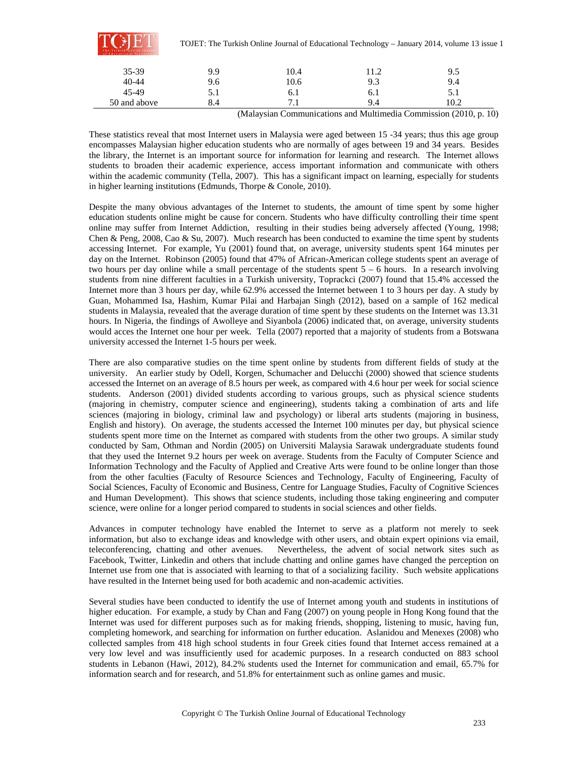| | | | | |
|---|---|---|---|---|
| 35-39 | 9.9 | 10.4 | 11.2 | 9.5 |
| 40-44 | 9.6 | 10.6 | 9.3 | 9.4 |
| 45-49 | 5.1 | 6.1 | 6.1 | 5.1 |
| 50 and above | 8.4 | 7.1 | 9.4 | 10.2 |

(Malaysian Communications and Multimedia Commission (2010, p. 10)

These statistics reveal that most Internet users in Malaysia were aged between 15 -34 years; thus this age group encompasses Malaysian higher education students who are normally of ages between 19 and 34 years. Besides the library, the Internet is an important source for information for learning and research. The Internet allows students to broaden their academic experience, access important information and communicate with others within the academic community (Tella, 2007). This has a significant impact on learning, especially for students in higher learning institutions (Edmunds, Thorpe & Conole, 2010).

Despite the many obvious advantages of the Internet to students, the amount of time spent by some higher education students online might be cause for concern. Students who have difficulty controlling their time spent online may suffer from Internet Addiction, resulting in their studies being adversely affected (Young, 1998; Chen & Peng, 2008, Cao & Su, 2007). Much research has been conducted to examine the time spent by students accessing Internet. For example, Yu (2001) found that, on average, university students spent 164 minutes per day on the Internet. Robinson (2005) found that 47% of African-American college students spent an average of two hours per day online while a small percentage of the students spent 5 – 6 hours. In a research involving students from nine different faculties in a Turkish university, Toprackci (2007) found that 15.4% accessed the Internet more than 3 hours per day, while 62.9% accessed the Internet between 1 to 3 hours per day. A study by Guan, Mohammed Isa, Hashim, Kumar Pilai and Harbajan Singh (2012), based on a sample of 162 medical students in Malaysia, revealed that the average duration of time spent by these students on the Internet was 13.31 hours. In Nigeria, the findings of Awolleye and Siyanbola (2006) indicated that, on average, university students would acces the Internet one hour per week. Tella (2007) reported that a majority of students from a Botswana university accessed the Internet 1-5 hours per week.

There are also comparative studies on the time spent online by students from different fields of study at the university. An earlier study by Odell, Korgen, Schumacher and Delucchi (2000) showed that science students accessed the Internet on an average of 8.5 hours per week, as compared with 4.6 hour per week for social science students. Anderson (2001) divided students according to various groups, such as physical science students (majoring in chemistry, computer science and engineering), students taking a combination of arts and life sciences (majoring in biology, criminal law and psychology) or liberal arts students (majoring in business, English and history). On average, the students accessed the Internet 100 minutes per day, but physical science students spent more time on the Internet as compared with students from the other two groups. A similar study conducted by Sam, Othman and Nordin (2005) on Universiti Malaysia Sarawak undergraduate students found that they used the Internet 9.2 hours per week on average. Students from the Faculty of Computer Science and Information Technology and the Faculty of Applied and Creative Arts were found to be online longer than those from the other faculties (Faculty of Resource Sciences and Technology, Faculty of Engineering, Faculty of Social Sciences, Faculty of Economic and Business, Centre for Language Studies, Faculty of Cognitive Sciences and Human Development). This shows that science students, including those taking engineering and computer science, were online for a longer period compared to students in social sciences and other fields.

Advances in computer technology have enabled the Internet to serve as a platform not merely to seek information, but also to exchange ideas and knowledge with other users, and obtain expert opinions via email, teleconferencing, chatting and other avenues. Nevertheless, the advent of social network sites such as Facebook, Twitter, Linkedin and others that include chatting and online games have changed the perception on Internet use from one that is associated with learning to that of a socializing facility. Such website applications have resulted in the Internet being used for both academic and non-academic activities.

Several studies have been conducted to identify the use of Internet among youth and students in institutions of higher education. For example, a study by Chan and Fang (2007) on young people in Hong Kong found that the Internet was used for different purposes such as for making friends, shopping, listening to music, having fun, completing homework, and searching for information on further education. Aslanidou and Menexes (2008) who collected samples from 418 high school students in four Greek cities found that Internet access remained at a very low level and was insufficiently used for academic purposes. In a research conducted on 883 school students in Lebanon (Hawi, 2012), 84.2% students used the Internet for communication and email, 65.7% for information search and for research, and 51.8% for entertainment such as online games and music.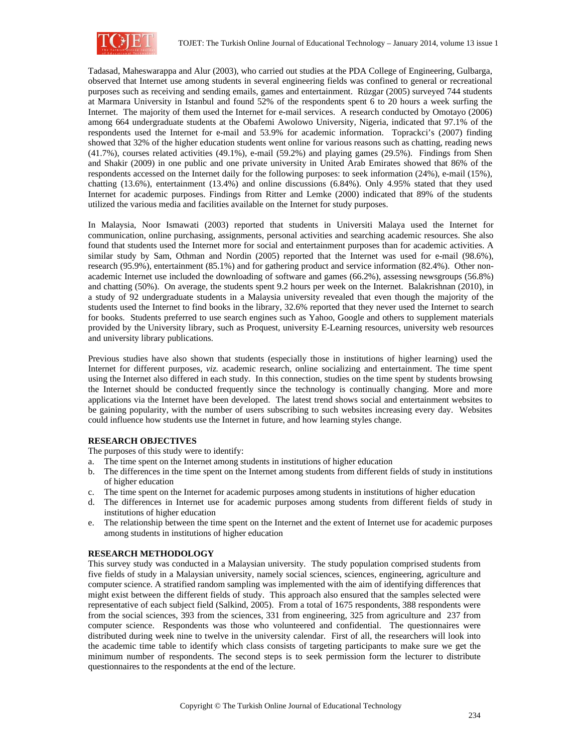Tadasad, Maheswarappa and Alur (2003), who carried out studies at the PDA College of Engineering, Gulbarga, observed that Internet use among students in several engineering fields was confined to general or recreational purposes such as receiving and sending emails, games and entertainment. Rüzgar (2005) surveyed 744 students at Marmara University in Istanbul and found 52% of the respondents spent 6 to 20 hours a week surfing the Internet. The majority of them used the Internet for e-mail services. A research conducted by Omotayo (2006) among 664 undergraduate students at the Obafemi Awolowo University, Nigeria, indicated that 97.1% of the respondents used the Internet for e-mail and 53.9% for academic information. Toprackci's (2007) finding showed that 32% of the higher education students went online for various reasons such as chatting, reading news (41.7%), courses related activities (49.1%), e-mail (59.2%) and playing games (29.5%). Findings from Shen and Shakir (2009) in one public and one private university in United Arab Emirates showed that 86% of the respondents accessed on the Internet daily for the following purposes: to seek information (24%), e-mail (15%), chatting (13.6%), entertainment (13.4%) and online discussions (6.84%). Only 4.95% stated that they used Internet for academic purposes. Findings from Ritter and Lemke (2000) indicated that 89% of the students utilized the various media and facilities available on the Internet for study purposes.

In Malaysia, Noor Ismawati (2003) reported that students in Universiti Malaya used the Internet for communication, online purchasing, assignments, personal activities and searching academic resources. She also found that students used the Internet more for social and entertainment purposes than for academic activities. A similar study by Sam, Othman and Nordin (2005) reported that the Internet was used for e-mail (98.6%), research (95.9%), entertainment (85.1%) and for gathering product and service information (82.4%). Other non-academic Internet use included the downloading of software and games (66.2%), assessing newsgroups (56.8%) and chatting (50%). On average, the students spent 9.2 hours per week on the Internet. Balakrishnan (2010), in a study of 92 undergraduate students in a Malaysia university revealed that even though the majority of the students used the Internet to find books in the library, 32.6% reported that they never used the Internet to search for books. Students preferred to use search engines such as Yahoo, Google and others to supplement materials provided by the University library, such as Proquest, university E-Learning resources, university web resources and university library publications.

Previous studies have also shown that students (especially those in institutions of higher learning) used the Internet for different purposes, *viz.* academic research, online socializing and entertainment. The time spent using the Internet also differed in each study. In this connection, studies on the time spent by students browsing the Internet should be conducted frequently since the technology is continually changing. More and more applications via the Internet have been developed. The latest trend shows social and entertainment websites to be gaining popularity, with the number of users subscribing to such websites increasing every day. Websites could influence how students use the Internet in future, and how learning styles change.

## RESEARCH OBJECTIVES

The purposes of this study were to identify:

a. The time spent on the Internet among students in institutions of higher education
b. The differences in the time spent on the Internet among students from different fields of study in institutions of higher education
c. The time spent on the Internet for academic purposes among students in institutions of higher education
d. The differences in Internet use for academic purposes among students from different fields of study in institutions of higher education
e. The relationship between the time spent on the Internet and the extent of Internet use for academic purposes among students in institutions of higher education

## RESEARCH METHODOLOGY

This survey study was conducted in a Malaysian university. The study population comprised students from five fields of study in a Malaysian university, namely social sciences, sciences, engineering, agriculture and computer science. A stratified random sampling was implemented with the aim of identifying differences that might exist between the different fields of study. This approach also ensured that the samples selected were representative of each subject field (Salkind, 2005). From a total of 1675 respondents, 388 respondents were from the social sciences, 393 from the sciences, 331 from engineering, 325 from agriculture and 237 from computer science. Respondents was those who volunteered and confidential. The questionnaires were distributed during week nine to twelve in the university calendar. First of all, the researchers will look into the academic time table to identify which class consists of targeting participants to make sure we get the minimum number of respondents. The second steps is to seek permission form the lecturer to distribute questionnaires to the respondents at the end of the lecture.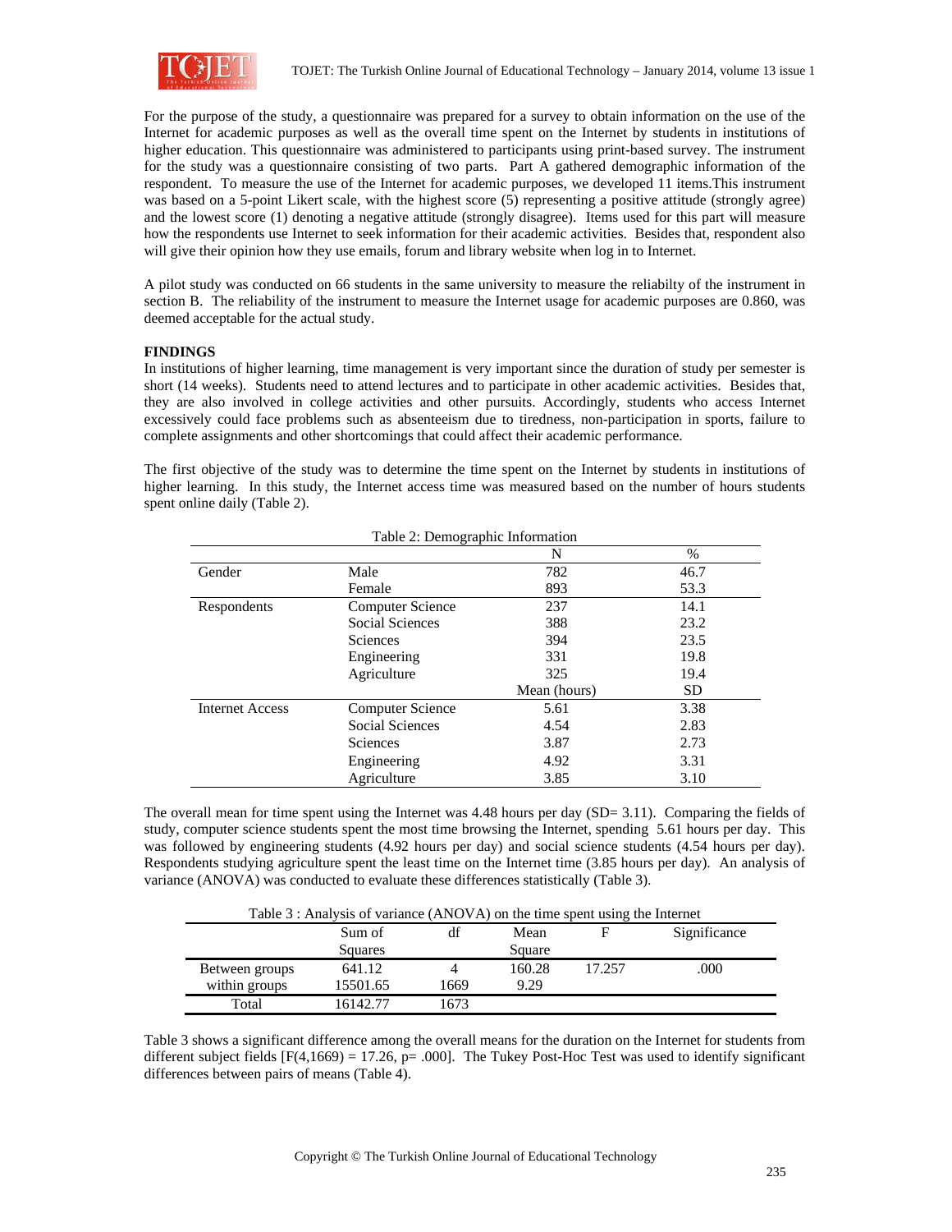For the purpose of the study, a questionnaire was prepared for a survey to obtain information on the use of the Internet for academic purposes as well as the overall time spent on the Internet by students in institutions of higher education. This questionnaire was administered to participants using print-based survey. The instrument for the study was a questionnaire consisting of two parts. Part A gathered demographic information of the respondent. To measure the use of the Internet for academic purposes, we developed 11 items.This instrument was based on a 5-point Likert scale, with the highest score (5) representing a positive attitude (strongly agree) and the lowest score (1) denoting a negative attitude (strongly disagree). Items used for this part will measure how the respondents use Internet to seek information for their academic activities. Besides that, respondent also will give their opinion how they use emails, forum and library website when log in to Internet.

A pilot study was conducted on 66 students in the same university to measure the reliabilty of the instrument in section B. The reliability of the instrument to measure the Internet usage for academic purposes are 0.860, was deemed acceptable for the actual study.

**FINDINGS**

In institutions of higher learning, time management is very important since the duration of study per semester is short (14 weeks). Students need to attend lectures and to participate in other academic activities. Besides that, they are also involved in college activities and other pursuits. Accordingly, students who access Internet excessively could face problems such as absenteeism due to tiredness, non-participation in sports, failure to complete assignments and other shortcomings that could affect their academic performance.

The first objective of the study was to determine the time spent on the Internet by students in institutions of higher learning. In this study, the Internet access time was measured based on the number of hours students spent online daily (Table 2).

Table 2: Demographic Information

| | | N | % |
|---|---|---|---|
| Gender | Male | 782 | 46.7 |
| | Female | 893 | 53.3 |
| Respondents | Computer Science | 237 | 14.1 |
| | Social Sciences | 388 | 23.2 |
| | Sciences | 394 | 23.5 |
| | Engineering | 331 | 19.8 |
| | Agriculture | 325 | 19.4 |
| | | Mean (hours) | SD |
| Internet Access | Computer Science | 5.61 | 3.38 |
| | Social Sciences | 4.54 | 2.83 |
| | Sciences | 3.87 | 2.73 |
| | Engineering | 4.92 | 3.31 |
| | Agriculture | 3.85 | 3.10 |

The overall mean for time spent using the Internet was 4.48 hours per day (SD= 3.11). Comparing the fields of study, computer science students spent the most time browsing the Internet, spending 5.61 hours per day. This was followed by engineering students (4.92 hours per day) and social science students (4.54 hours per day). Respondents studying agriculture spent the least time on the Internet time (3.85 hours per day). An analysis of variance (ANOVA) was conducted to evaluate these differences statistically (Table 3).

Table 3 : Analysis of variance (ANOVA) on the time spent using the Internet

| | Sum of Squares | df | Mean Square | F | Significance |
|---|---|---|---|---|---|
| Between groups | 641.12 | 4 | 160.28 | 17.257 | .000 |
| within groups | 15501.65 | 1669 | 9.29 | | |
| Total | 16142.77 | 1673 | | | |

Table 3 shows a significant difference among the overall means for the duration on the Internet for students from different subject fields $[F(4,1669) = 17.26, p= .000]$. The Tukey Post-Hoc Test was used to identify significant differences between pairs of means (Table 4).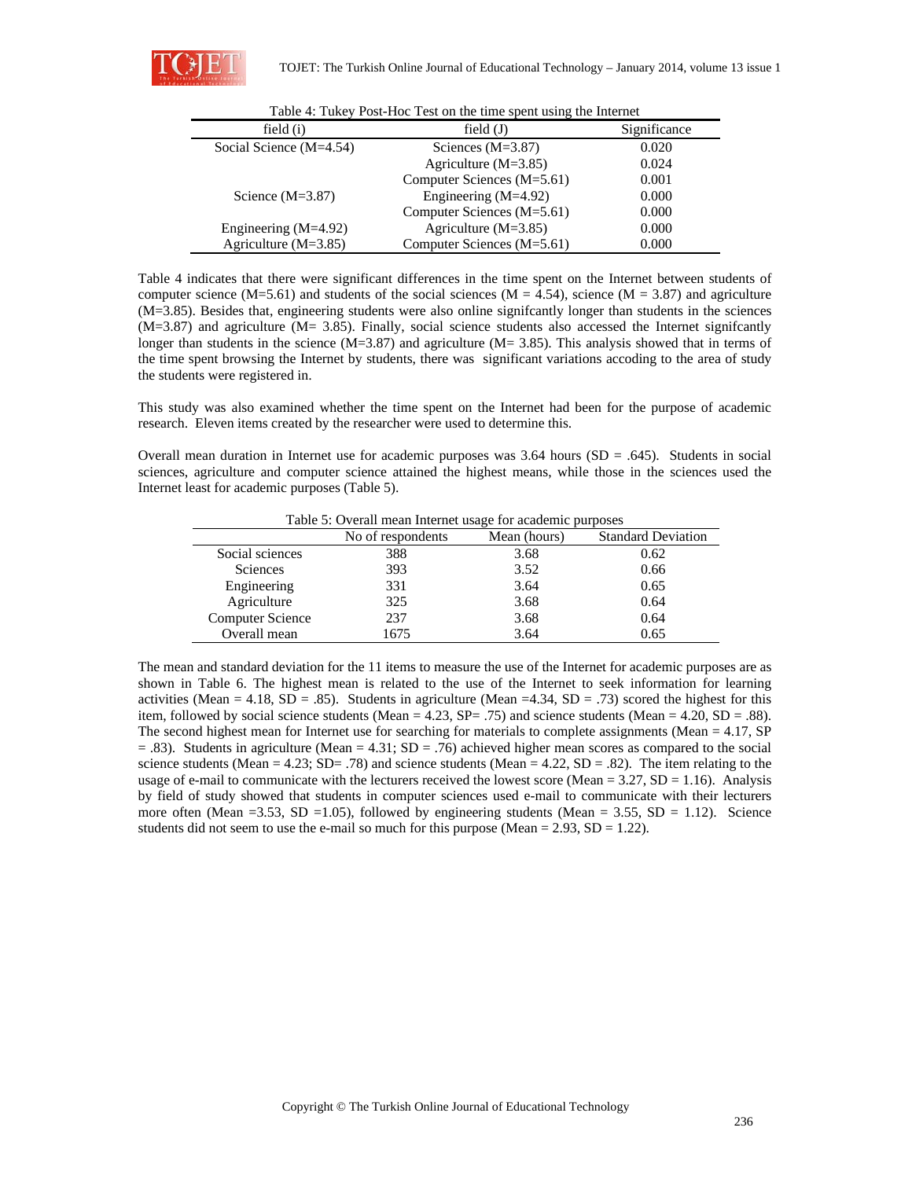Table 4: Tukey Post-Hoc Test on the time spent using the Internet

| field (i) | field (J) | Significance |
|---|---|---|
| Social Science (M=4.54) | Sciences (M=3.87) | 0.020 |
| | Agriculture (M=3.85) | 0.024 |
| | Computer Sciences (M=5.61) | 0.001 |
| Science (M=3.87) | Engineering (M=4.92) | 0.000 |
| | Computer Sciences (M=5.61) | 0.000 |
| Engineering (M=4.92) | Agriculture (M=3.85) | 0.000 |
| Agriculture (M=3.85) | Computer Sciences (M=5.61) | 0.000 |

Table 4 indicates that there were significant differences in the time spent on the Internet between students of computer science (M=5.61) and students of the social sciences (M = 4.54), science (M = 3.87) and agriculture (M=3.85). Besides that, engineering students were also online signifcantly longer than students in the sciences (M=3.87) and agriculture (M= 3.85). Finally, social science students also accessed the Internet signifcantly longer than students in the science (M=3.87) and agriculture (M= 3.85). This analysis showed that in terms of the time spent browsing the Internet by students, there was significant variations accoding to the area of study the students were registered in.

This study was also examined whether the time spent on the Internet had been for the purpose of academic research. Eleven items created by the researcher were used to determine this.

Overall mean duration in Internet use for academic purposes was 3.64 hours (SD = .645). Students in social sciences, agriculture and computer science attained the highest means, while those in the sciences used the Internet least for academic purposes (Table 5).

Table 5: Overall mean Internet usage for academic purposes

| | No of respondents | Mean (hours) | Standard Deviation |
|---|---|---|---|
| Social sciences | 388 | 3.68 | 0.62 |
| Sciences | 393 | 3.52 | 0.66 |
| Engineering | 331 | 3.64 | 0.65 |
| Agriculture | 325 | 3.68 | 0.64 |
| Computer Science | 237 | 3.68 | 0.64 |
| Overall mean | 1675 | 3.64 | 0.65 |

The mean and standard deviation for the 11 items to measure the use of the Internet for academic purposes are as shown in Table 6. The highest mean is related to the use of the Internet to seek information for learning activities (Mean = 4.18, SD = .85). Students in agriculture (Mean =4.34, SD = .73) scored the highest for this item, followed by social science students (Mean = 4.23, SP= .75) and science students (Mean = 4.20, SD = .88). The second highest mean for Internet use for searching for materials to complete assignments (Mean = 4.17, SP = .83). Students in agriculture (Mean = 4.31; SD = .76) achieved higher mean scores as compared to the social science students (Mean = 4.23; SD= .78) and science students (Mean = 4.22, SD = .82). The item relating to the usage of e-mail to communicate with the lecturers received the lowest score (Mean = 3.27, SD = 1.16). Analysis by field of study showed that students in computer sciences used e-mail to communicate with their lecturers more often (Mean =3.53, SD =1.05), followed by engineering students (Mean = 3.55, SD = 1.12). Science students did not seem to use the e-mail so much for this purpose (Mean = 2.93, SD = 1.22).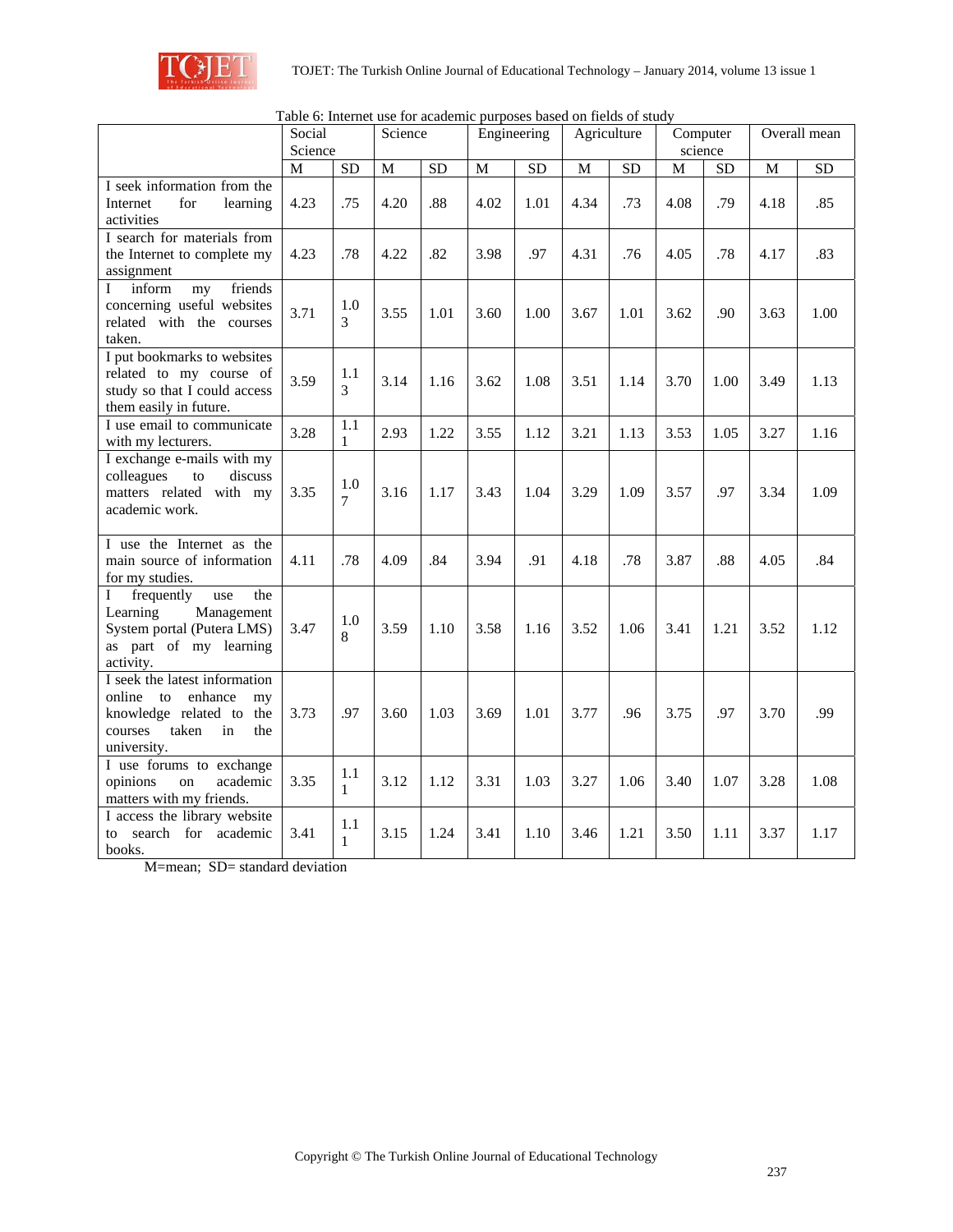Table 6: Internet use for academic purposes based on fields of study

| | Social Science | | Science | | Engineering | | Agriculture | | Computer science | | Overall mean | |
|---|---|---|---|---|---|---|---|---|---|---|---|---|
| | M | SD | M | SD | M | SD | M | SD | M | SD | M | SD |
| I seek information from the Internet for learning activities | 4.23 | .75 | 4.20 | .88 | 4.02 | 1.01 | 4.34 | .73 | 4.08 | .79 | 4.18 | .85 |
| I search for materials from the Internet to complete my assignment | 4.23 | .78 | 4.22 | .82 | 3.98 | .97 | 4.31 | .76 | 4.05 | .78 | 4.17 | .83 |
| I inform my friends concerning useful websites related with the courses taken. | 3.71 | 1.03 | 3.55 | 1.01 | 3.60 | 1.00 | 3.67 | 1.01 | 3.62 | .90 | 3.63 | 1.00 |
| I put bookmarks to websites related to my course of study so that I could access them easily in future. | 3.59 | 1.13 | 3.14 | 1.16 | 3.62 | 1.08 | 3.51 | 1.14 | 3.70 | 1.00 | 3.49 | 1.13 |
| I use email to communicate with my lecturers. | 3.28 | 1.11 | 2.93 | 1.22 | 3.55 | 1.12 | 3.21 | 1.13 | 3.53 | 1.05 | 3.27 | 1.16 |
| I exchange e-mails with my colleagues to discuss matters related with my academic work. | 3.35 | 1.07 | 3.16 | 1.17 | 3.43 | 1.04 | 3.29 | 1.09 | 3.57 | .97 | 3.34 | 1.09 |
| I use the Internet as the main source of information for my studies. | 4.11 | .78 | 4.09 | .84 | 3.94 | .91 | 4.18 | .78 | 3.87 | .88 | 4.05 | .84 |
| I frequently use the Learning Management System portal (Putera LMS) as part of my learning activity. | 3.47 | 1.08 | 3.59 | 1.10 | 3.58 | 1.16 | 3.52 | 1.06 | 3.41 | 1.21 | 3.52 | 1.12 |
| I seek the latest information online to enhance my knowledge related to the courses taken in the university. | 3.73 | .97 | 3.60 | 1.03 | 3.69 | 1.01 | 3.77 | .96 | 3.75 | .97 | 3.70 | .99 |
| I use forums to exchange opinions on academic matters with my friends. | 3.35 | 1.11 | 3.12 | 1.12 | 3.31 | 1.03 | 3.27 | 1.06 | 3.40 | 1.07 | 3.28 | 1.08 |
| I access the library website to search for academic books. | 3.41 | 1.11 | 3.15 | 1.24 | 3.41 | 1.10 | 3.46 | 1.21 | 3.50 | 1.11 | 3.37 | 1.17 |

M=mean; SD= standard deviation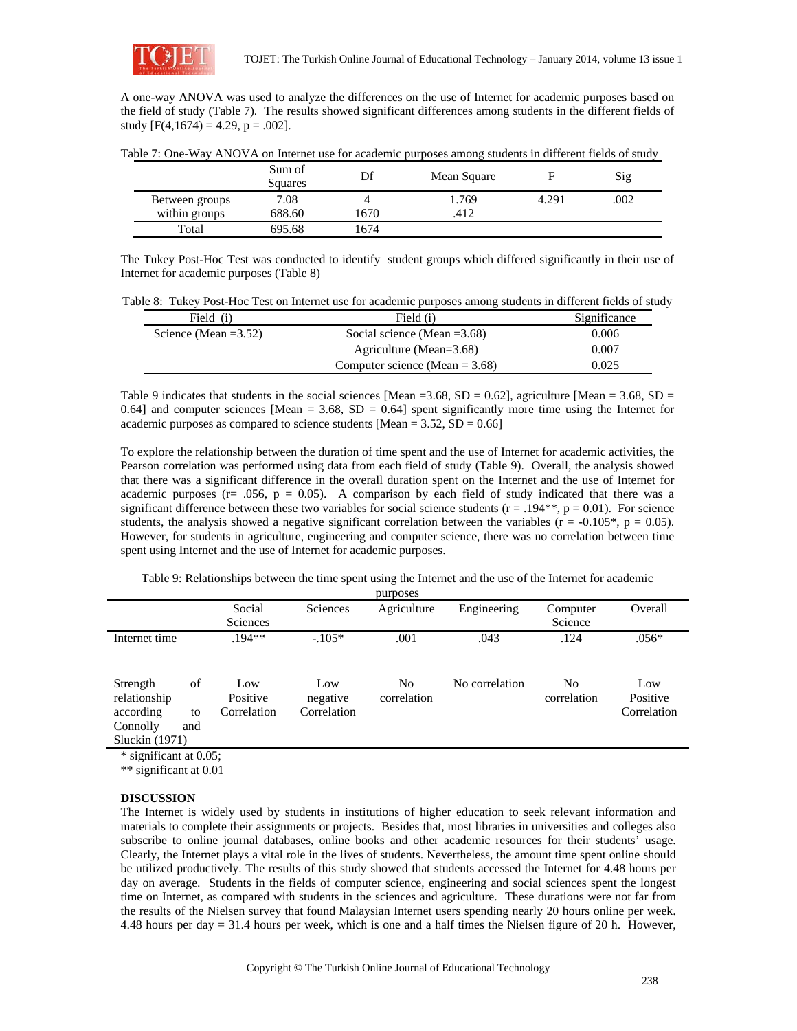A one-way ANOVA was used to analyze the differences on the use of Internet for academic purposes based on the field of study (Table 7). The results showed significant differences among students in the different fields of study [F(4,1674) = 4.29, p = .002].

Table 7: One-Way ANOVA on Internet use for academic purposes among students in different fields of study

| | Sum of Squares | Df | Mean Square | F | Sig |
|---|---|---|---|---|---|
| Between groups | 7.08 | 4 | 1.769 | 4.291 | .002 |
| within groups | 688.60 | 1670 | .412 | | |
| Total | 695.68 | 1674 | | | |

The Tukey Post-Hoc Test was conducted to identify student groups which differed significantly in their use of Internet for academic purposes (Table 8)

Table 8: Tukey Post-Hoc Test on Internet use for academic purposes among students in different fields of study

| Field (i) | Field (i) | Significance |
|---|---|---|
| Science (Mean =3.52) | Social science (Mean =3.68) | 0.006 |
| | Agriculture (Mean=3.68) | 0.007 |
| | Computer science (Mean = 3.68) | 0.025 |

Table 9 indicates that students in the social sciences [Mean =3.68, SD = 0.62], agriculture [Mean = 3.68, SD = 0.64] and computer sciences [Mean = 3.68, SD = 0.64] spent significantly more time using the Internet for academic purposes as compared to science students [Mean = 3.52, SD = 0.66]

To explore the relationship between the duration of time spent and the use of Internet for academic activities, the Pearson correlation was performed using data from each field of study (Table 9). Overall, the analysis showed that there was a significant difference in the overall duration spent on the Internet and the use of Internet for academic purposes (r= .056, p = 0.05). A comparison by each field of study indicated that there was a significant difference between these two variables for social science students (r = .194**, p = 0.01). For science students, the analysis showed a negative significant correlation between the variables (r = -0.105*, p = 0.05). However, for students in agriculture, engineering and computer science, there was no correlation between time spent using Internet and the use of Internet for academic purposes.

Table 9: Relationships between the time spent using the Internet and the use of the Internet for academic purposes

| | Social Sciences | Sciences | Agriculture | Engineering | Computer Science | Overall |
|---|---|---|---|---|---|---|
| Internet time | .194** | -.105* | .001 | .043 | .124 | .056* |
| Strength of relationship according to Connolly and Sluckin (1971) | Low Positive Correlation | Low negative Correlation | No correlation | No correlation | No correlation | Low Positive Correlation |

* significant at 0.05;
** significant at 0.01

**DISCUSSION**

The Internet is widely used by students in institutions of higher education to seek relevant information and materials to complete their assignments or projects. Besides that, most libraries in universities and colleges also subscribe to online journal databases, online books and other academic resources for their students' usage. Clearly, the Internet plays a vital role in the lives of students. Nevertheless, the amount time spent online should be utilized productively. The results of this study showed that students accessed the Internet for 4.48 hours per day on average. Students in the fields of computer science, engineering and social sciences spent the longest time on Internet, as compared with students in the sciences and agriculture. These durations were not far from the results of the Nielsen survey that found Malaysian Internet users spending nearly 20 hours online per week. 4.48 hours per day = 31.4 hours per week, which is one and a half times the Nielsen figure of 20 h. However,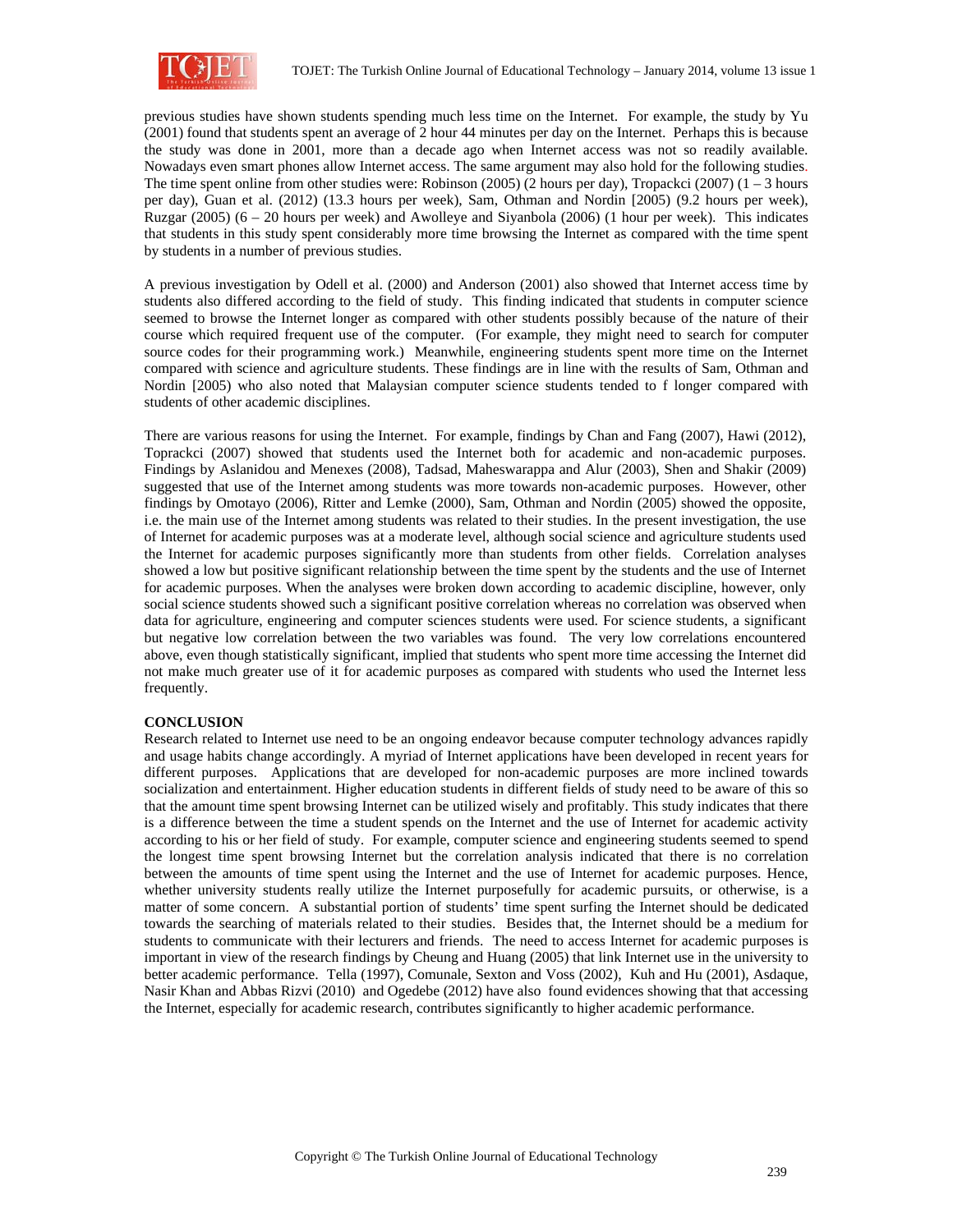previous studies have shown students spending much less time on the Internet. For example, the study by Yu (2001) found that students spent an average of 2 hour 44 minutes per day on the Internet. Perhaps this is because the study was done in 2001, more than a decade ago when Internet access was not so readily available. Nowadays even smart phones allow Internet access. The same argument may also hold for the following studies. The time spent online from other studies were: Robinson (2005) (2 hours per day), Tropackci (2007) (1 – 3 hours per day), Guan et al. (2012) (13.3 hours per week), Sam, Othman and Nordin [2005) (9.2 hours per week), Ruzgar (2005) (6 – 20 hours per week) and Awolleye and Siyanbola (2006) (1 hour per week). This indicates that students in this study spent considerably more time browsing the Internet as compared with the time spent by students in a number of previous studies.

A previous investigation by Odell et al. (2000) and Anderson (2001) also showed that Internet access time by students also differed according to the field of study. This finding indicated that students in computer science seemed to browse the Internet longer as compared with other students possibly because of the nature of their course which required frequent use of the computer. (For example, they might need to search for computer source codes for their programming work.) Meanwhile, engineering students spent more time on the Internet compared with science and agriculture students. These findings are in line with the results of Sam, Othman and Nordin [2005) who also noted that Malaysian computer science students tended to f longer compared with students of other academic disciplines.

There are various reasons for using the Internet. For example, findings by Chan and Fang (2007), Hawi (2012), Toprackci (2007) showed that students used the Internet both for academic and non-academic purposes. Findings by Aslanidou and Menexes (2008), Tadsad, Maheswarappa and Alur (2003), Shen and Shakir (2009) suggested that use of the Internet among students was more towards non-academic purposes. However, other findings by Omotayo (2006), Ritter and Lemke (2000), Sam, Othman and Nordin (2005) showed the opposite, i.e. the main use of the Internet among students was related to their studies. In the present investigation, the use of Internet for academic purposes was at a moderate level, although social science and agriculture students used the Internet for academic purposes significantly more than students from other fields. Correlation analyses showed a low but positive significant relationship between the time spent by the students and the use of Internet for academic purposes. When the analyses were broken down according to academic discipline, however, only social science students showed such a significant positive correlation whereas no correlation was observed when data for agriculture, engineering and computer sciences students were used. For science students, a significant but negative low correlation between the two variables was found. The very low correlations encountered above, even though statistically significant, implied that students who spent more time accessing the Internet did not make much greater use of it for academic purposes as compared with students who used the Internet less frequently.

**CONCLUSION**

Research related to Internet use need to be an ongoing endeavor because computer technology advances rapidly and usage habits change accordingly. A myriad of Internet applications have been developed in recent years for different purposes. Applications that are developed for non-academic purposes are more inclined towards socialization and entertainment. Higher education students in different fields of study need to be aware of this so that the amount time spent browsing Internet can be utilized wisely and profitably. This study indicates that there is a difference between the time a student spends on the Internet and the use of Internet for academic activity according to his or her field of study. For example, computer science and engineering students seemed to spend the longest time spent browsing Internet but the correlation analysis indicated that there is no correlation between the amounts of time spent using the Internet and the use of Internet for academic purposes. Hence, whether university students really utilize the Internet purposefully for academic pursuits, or otherwise, is a matter of some concern. A substantial portion of students' time spent surfing the Internet should be dedicated towards the searching of materials related to their studies. Besides that, the Internet should be a medium for students to communicate with their lecturers and friends. The need to access Internet for academic purposes is important in view of the research findings by Cheung and Huang (2005) that link Internet use in the university to better academic performance. Tella (1997), Comunale, Sexton and Voss (2002), Kuh and Hu (2001), Asdaque, Nasir Khan and Abbas Rizvi (2010) and Ogedebe (2012) have also found evidences showing that that accessing the Internet, especially for academic research, contributes significantly to higher academic performance.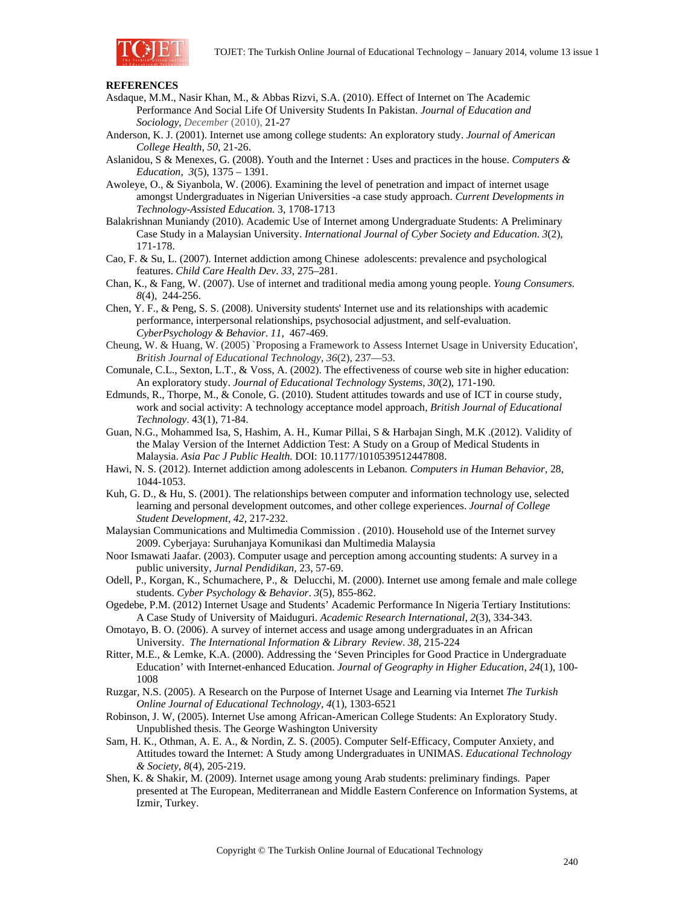**REFERENCES**

Asdaque, M.M., Nasir Khan, M., & Abbas Rizvi, S.A. (2010). Effect of Internet on The Academic Performance And Social Life Of University Students In Pakistan. *Journal of Education and Sociology*, *December* (2010), 21-27

Anderson, K. J. (2001). Internet use among college students: An exploratory study. *Journal of American College Health*, *50*, 21-26.

Aslanidou, S & Menexes, G. (2008). Youth and the Internet : Uses and practices in the house. *Computers & Education*, *3*(5), 1375 – 1391.

Awoleye, O., & Siyanbola, W. (2006). Examining the level of penetration and impact of internet usage amongst Undergraduates in Nigerian Universities -a case study approach. *Current Developments in Technology-Assisted Education.* 3, 1708-1713

Balakrishnan Muniandy (2010). Academic Use of Internet among Undergraduate Students: A Preliminary Case Study in a Malaysian University. *International Journal of Cyber Society and Education*. *3*(2), 171-178.

Cao, F. & Su, L. (2007). Internet addiction among Chinese adolescents: prevalence and psychological features. *Child Care Health Dev*. *33*, 275–281.

Chan, K., & Fang, W. (2007). Use of internet and traditional media among young people. *Young Consumers. 8*(4), 244-256.

Chen, Y. F., & Peng, S. S. (2008). University students' Internet use and its relationships with academic performance, interpersonal relationships, psychosocial adjustment, and self-evaluation. *CyberPsychology & Behavior*. *11*, 467-469.

Cheung, W. & Huang, W. (2005) `Proposing a Framework to Assess Internet Usage in University Education', *British Journal of Educational Technology*, *36*(2), 237—53.

Comunale, C.L., Sexton, L.T., & Voss, A. (2002). The effectiveness of course web site in higher education: An exploratory study. *Journal of Educational Technology Systems, 30*(2), 171-190.

Edmunds, R., Thorpe, M., & Conole, G. (2010). Student attitudes towards and use of ICT in course study, work and social activity: A technology acceptance model approach*, British Journal of Educational Technology*. 43(1), 71-84.

Guan, N.G., Mohammed Isa, S, Hashim, A. H., Kumar Pillai, S & Harbajan Singh, M.K .(2012). Validity of the Malay Version of the Internet Addiction Test: A Study on a Group of Medical Students in Malaysia. *Asia Pac J Public Health.* DOI: 10.1177/1010539512447808.

Hawi, N. S. (2012). Internet addiction among adolescents in Lebanon*. Computers in Human Behavior,* 28, 1044-1053.

Kuh, G. D., & Hu, S. (2001). The relationships between computer and information technology use, selected learning and personal development outcomes, and other college experiences. *Journal of College Student Development*, *42*, 217-232.

Malaysian Communications and Multimedia Commission . (2010). Household use of the Internet survey 2009. Cyberjaya: Suruhanjaya Komunikasi dan Multimedia Malaysia

Noor Ismawati Jaafar. (2003). Computer usage and perception among accounting students: A survey in a public university, *Jurnal Pendidikan*, 23, 57-69.

Odell, P., Korgan, K., Schumachere, P., & Delucchi, M. (2000). Internet use among female and male college students. *Cyber Psychology & Behavior*. *3*(5), 855-862.

Ogedebe, P.M. (2012) Internet Usage and Students' Academic Performance In Nigeria Tertiary Institutions: A Case Study of University of Maiduguri. *Academic Research International*, *2*(3), 334-343.

Omotayo, B. O. (2006). A survey of internet access and usage among undergraduates in an African University. *The International Information & Library Review*. *38*, 215-224

Ritter, M.E., & Lemke, K.A. (2000). Addressing the 'Seven Principles for Good Practice in Undergraduate Education' with Internet-enhanced Education. *Journal of Geography in Higher Education*, *24*(1), 100-1008

Ruzgar, N.S. (2005). A Research on the Purpose of Internet Usage and Learning via Internet *The Turkish Online Journal of Educational Technology, 4*(1), 1303-6521

Robinson, J. W, (2005). Internet Use among African-American College Students: An Exploratory Study. Unpublished thesis. The George Washington University

Sam, H. K., Othman, A. E. A., & Nordin, Z. S. (2005). Computer Self-Efficacy, Computer Anxiety, and Attitudes toward the Internet: A Study among Undergraduates in UNIMAS. *Educational Technology & Society*, *8*(4), 205-219.

Shen, K. & Shakir, M. (2009). Internet usage among young Arab students: preliminary findings. Paper presented at The European, Mediterranean and Middle Eastern Conference on Information Systems, at Izmir, Turkey.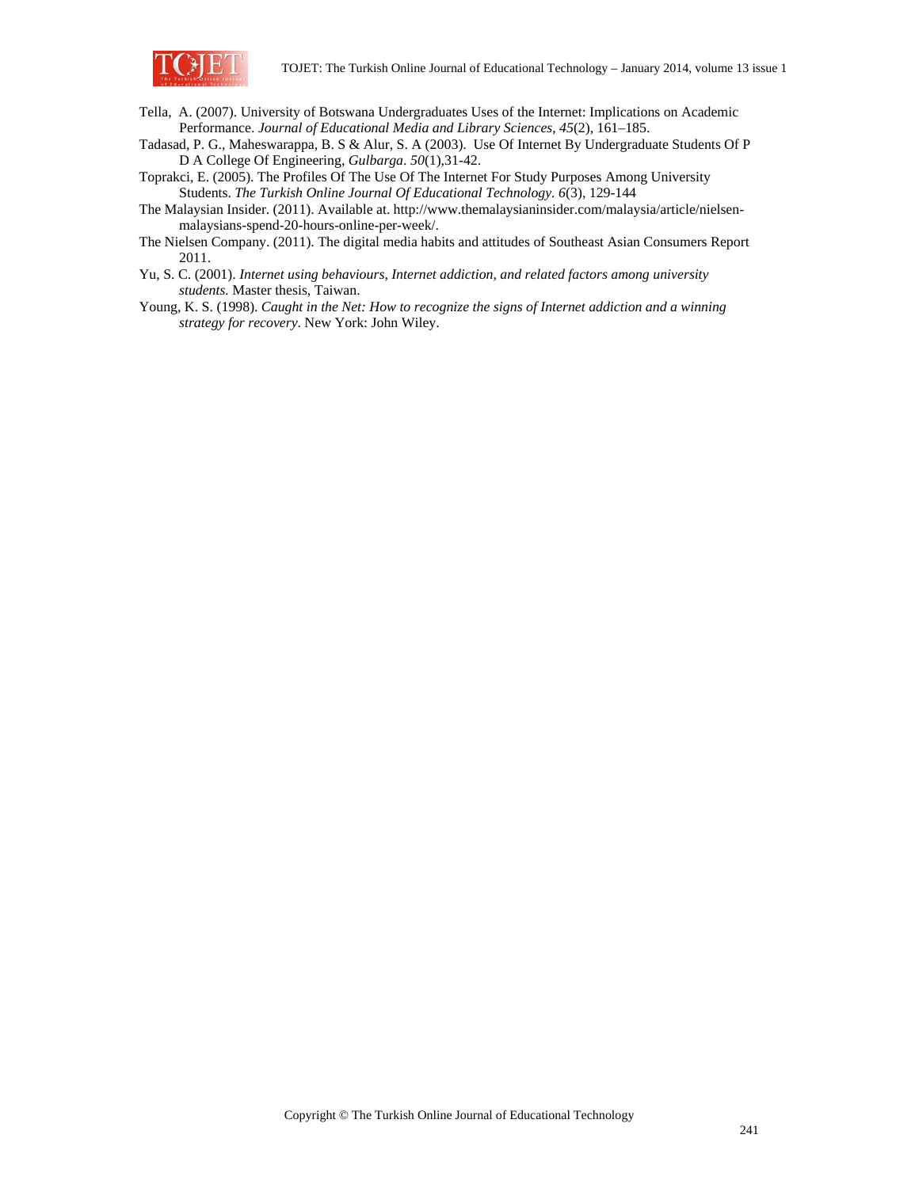Tella, A. (2007). University of Botswana Undergraduates Uses of the Internet: Implications on Academic Performance. *Journal of Educational Media and Library Sciences*, *45*(2), 161–185.

Tadasad, P. G., Maheswarappa, B. S & Alur, S. A (2003). Use Of Internet By Undergraduate Students Of P D A College Of Engineering, *Gulbarga*. *50*(1),31-42.

Toprakci, E. (2005). The Profiles Of The Use Of The Internet For Study Purposes Among University Students. *The Turkish Online Journal Of Educational Technology*. *6*(3), 129-144

The Malaysian Insider. (2011). Available at. http://www.themalaysianinsider.com/malaysia/article/nielsen-malaysians-spend-20-hours-online-per-week/.

The Nielsen Company. (2011). The digital media habits and attitudes of Southeast Asian Consumers Report 2011.

Yu, S. C. (2001). *Internet using behaviours, Internet addiction, and related factors among university students.* Master thesis, Taiwan.

Young, K. S. (1998). *Caught in the Net: How to recognize the signs of Internet addiction and a winning strategy for recovery*. New York: John Wiley.